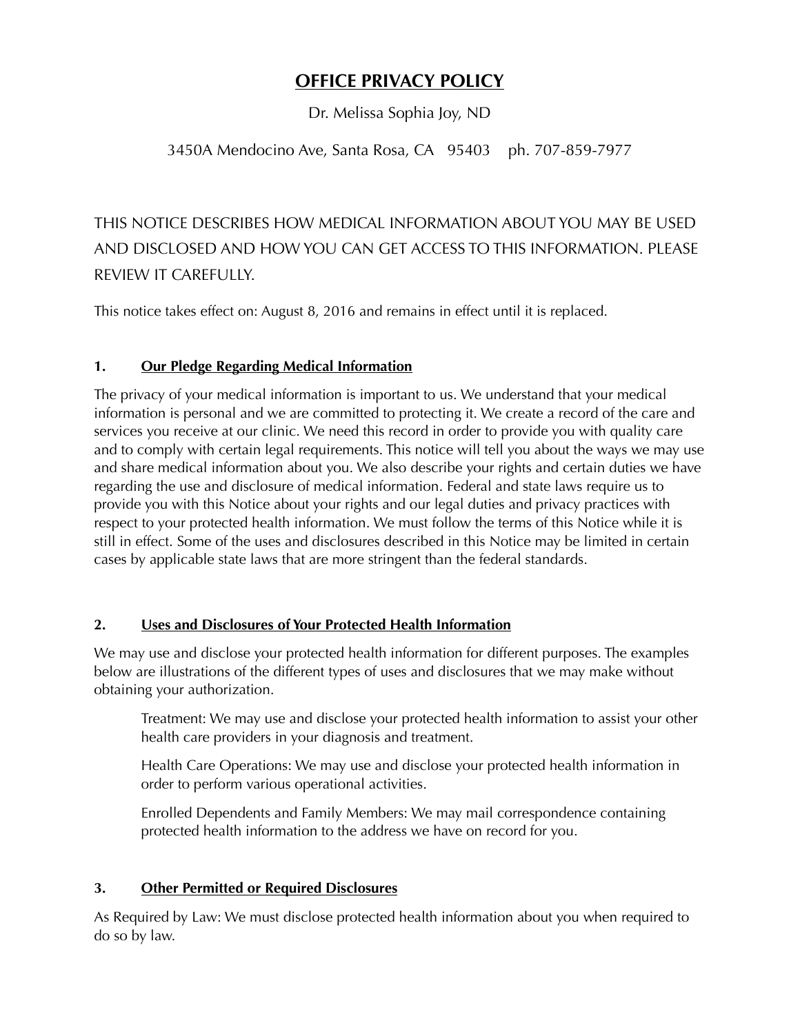# OFFICE PRIVACY POLICY

Dr. Melissa Sophia Joy, ND

3450A Mendocino Ave, Santa Rosa, CA 95403 ph. 707-859-7977

THIS NOTICE DESCRIBES HOW MEDICAL INFORMATION ABOUT YOU MAY BE USED AND DISCLOSED AND HOW YOU CAN GET ACCESS TO THIS INFORMATION. PLEASE REVIEW IT CAREFULLY.

This notice takes effect on: August 8, 2016 and remains in effect until it is replaced.

## 1. Our Pledge Regarding Medical Information

The privacy of your medical information is important to us. We understand that your medical information is personal and we are committed to protecting it. We create a record of the care and services you receive at our clinic. We need this record in order to provide you with quality care and to comply with certain legal requirements. This notice will tell you about the ways we may use and share medical information about you. We also describe your rights and certain duties we have regarding the use and disclosure of medical information. Federal and state laws require us to provide you with this Notice about your rights and our legal duties and privacy practices with respect to your protected health information. We must follow the terms of this Notice while it is still in effect. Some of the uses and disclosures described in this Notice may be limited in certain cases by applicable state laws that are more stringent than the federal standards.

## 2. Uses and Disclosures of Your Protected Health Information

We may use and disclose your protected health information for different purposes. The examples below are illustrations of the different types of uses and disclosures that we may make without obtaining your authorization.

Treatment: We may use and disclose your protected health information to assist your other health care providers in your diagnosis and treatment.

Health Care Operations: We may use and disclose your protected health information in order to perform various operational activities.

Enrolled Dependents and Family Members: We may mail correspondence containing protected health information to the address we have on record for you.

## 3. Other Permitted or Required Disclosures

As Required by Law: We must disclose protected health information about you when required to do so by law.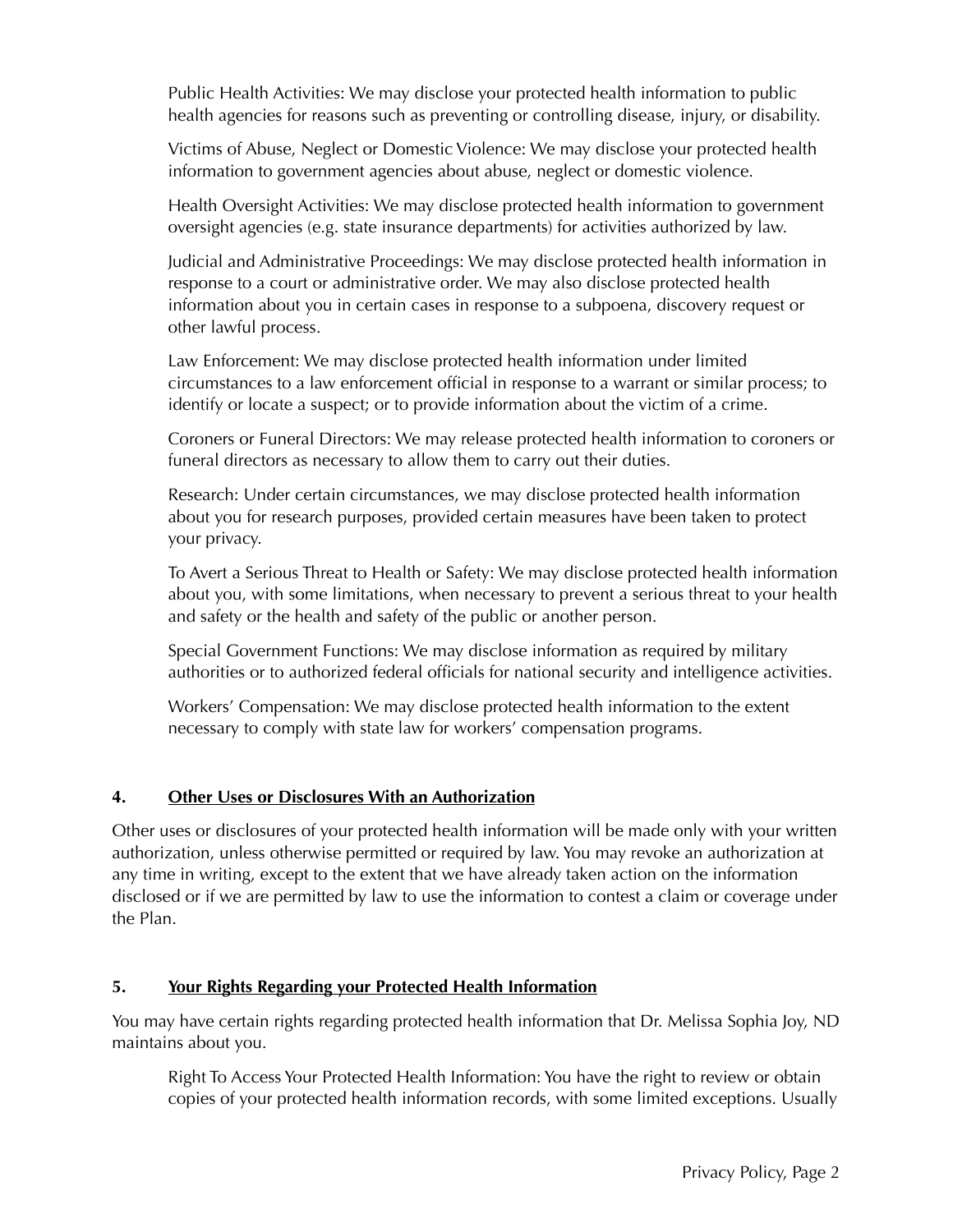Public Health Activities: We may disclose your protected health information to public health agencies for reasons such as preventing or controlling disease, injury, or disability.

Victims of Abuse, Neglect or Domestic Violence: We may disclose your protected health information to government agencies about abuse, neglect or domestic violence.

Health Oversight Activities: We may disclose protected health information to government oversight agencies (e.g. state insurance departments) for activities authorized by law.

Judicial and Administrative Proceedings: We may disclose protected health information in response to a court or administrative order. We may also disclose protected health information about you in certain cases in response to a subpoena, discovery request or other lawful process.

Law Enforcement: We may disclose protected health information under limited circumstances to a law enforcement official in response to a warrant or similar process; to identify or locate a suspect; or to provide information about the victim of a crime.

Coroners or Funeral Directors: We may release protected health information to coroners or funeral directors as necessary to allow them to carry out their duties.

Research: Under certain circumstances, we may disclose protected health information about you for research purposes, provided certain measures have been taken to protect your privacy.

To Avert a Serious Threat to Health or Safety: We may disclose protected health information about you, with some limitations, when necessary to prevent a serious threat to your health and safety or the health and safety of the public or another person.

Special Government Functions: We may disclose information as required by military authorities or to authorized federal officials for national security and intelligence activities.

Workers' Compensation: We may disclose protected health information to the extent necessary to comply with state law for workers' compensation programs.

## 4. Other Uses or Disclosures With an Authorization

Other uses or disclosures of your protected health information will be made only with your written authorization, unless otherwise permitted or required by law. You may revoke an authorization at any time in writing, except to the extent that we have already taken action on the information disclosed or if we are permitted by law to use the information to contest a claim or coverage under the Plan.

## 5. Your Rights Regarding your Protected Health Information

You may have certain rights regarding protected health information that Dr. Melissa Sophia Joy, ND maintains about you.

Right To Access Your Protected Health Information: You have the right to review or obtain copies of your protected health information records, with some limited exceptions. Usually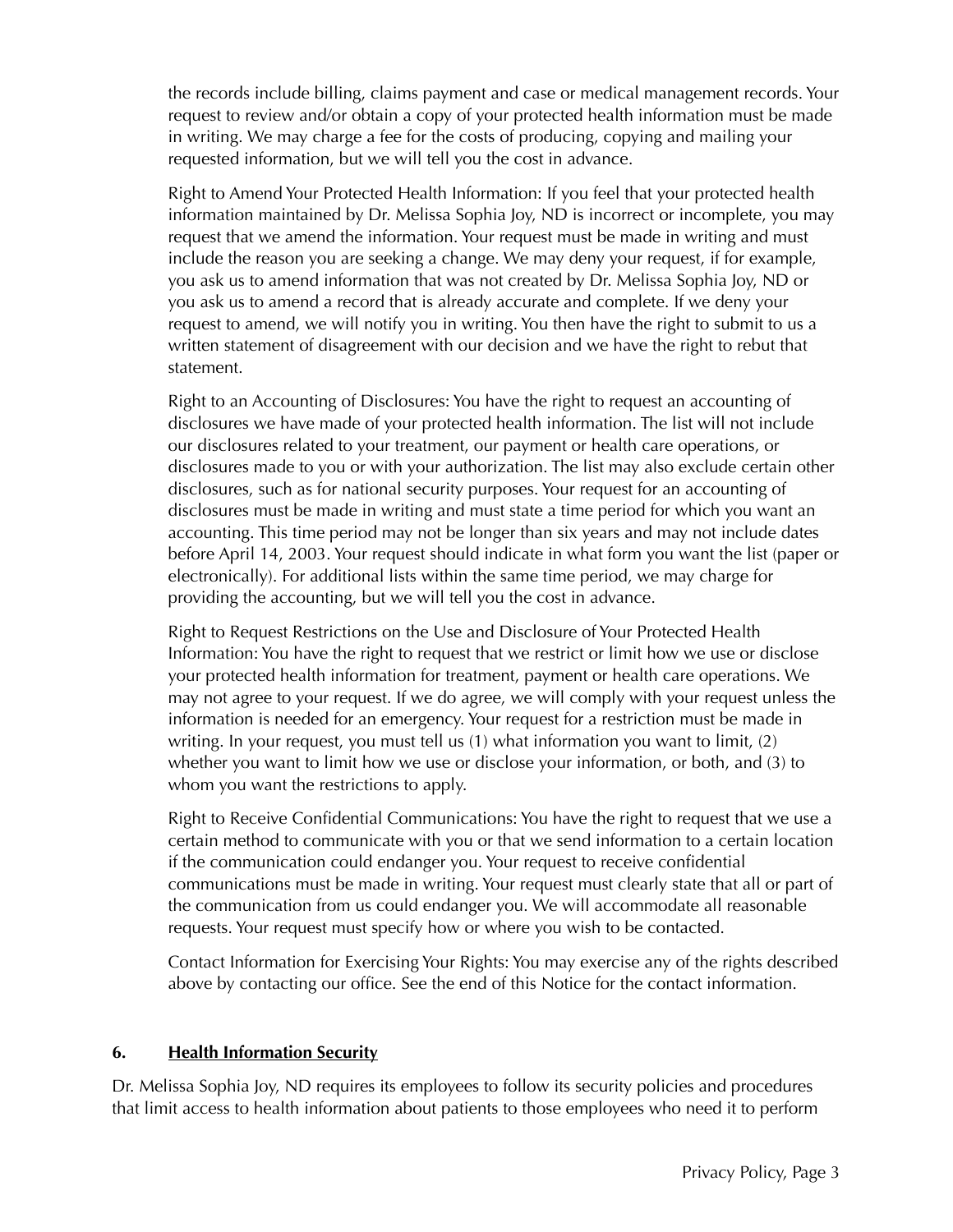the records include billing, claims payment and case or medical management records. Your request to review and/or obtain a copy of your protected health information must be made in writing. We may charge a fee for the costs of producing, copying and mailing your requested information, but we will tell you the cost in advance.

Right to Amend Your Protected Health Information: If you feel that your protected health information maintained by Dr. Melissa Sophia Joy, ND is incorrect or incomplete, you may request that we amend the information. Your request must be made in writing and must include the reason you are seeking a change. We may deny your request, if for example, you ask us to amend information that was not created by Dr. Melissa Sophia Joy, ND or you ask us to amend a record that is already accurate and complete. If we deny your request to amend, we will notify you in writing. You then have the right to submit to us a written statement of disagreement with our decision and we have the right to rebut that statement.

Right to an Accounting of Disclosures: You have the right to request an accounting of disclosures we have made of your protected health information. The list will not include our disclosures related to your treatment, our payment or health care operations, or disclosures made to you or with your authorization. The list may also exclude certain other disclosures, such as for national security purposes. Your request for an accounting of disclosures must be made in writing and must state a time period for which you want an accounting. This time period may not be longer than six years and may not include dates before April 14, 2003. Your request should indicate in what form you want the list (paper or electronically). For additional lists within the same time period, we may charge for providing the accounting, but we will tell you the cost in advance.

Right to Request Restrictions on the Use and Disclosure of Your Protected Health Information: You have the right to request that we restrict or limit how we use or disclose your protected health information for treatment, payment or health care operations. We may not agree to your request. If we do agree, we will comply with your request unless the information is needed for an emergency. Your request for a restriction must be made in writing. In your request, you must tell us (1) what information you want to limit, (2) whether you want to limit how we use or disclose your information, or both, and (3) to whom you want the restrictions to apply.

Right to Receive Confidential Communications: You have the right to request that we use a certain method to communicate with you or that we send information to a certain location if the communication could endanger you. Your request to receive confidential communications must be made in writing. Your request must clearly state that all or part of the communication from us could endanger you. We will accommodate all reasonable requests. Your request must specify how or where you wish to be contacted.

Contact Information for Exercising Your Rights: You may exercise any of the rights described above by contacting our office. See the end of this Notice for the contact information.

## 6. Health Information Security

Dr. Melissa Sophia Joy, ND requires its employees to follow its security policies and procedures that limit access to health information about patients to those employees who need it to perform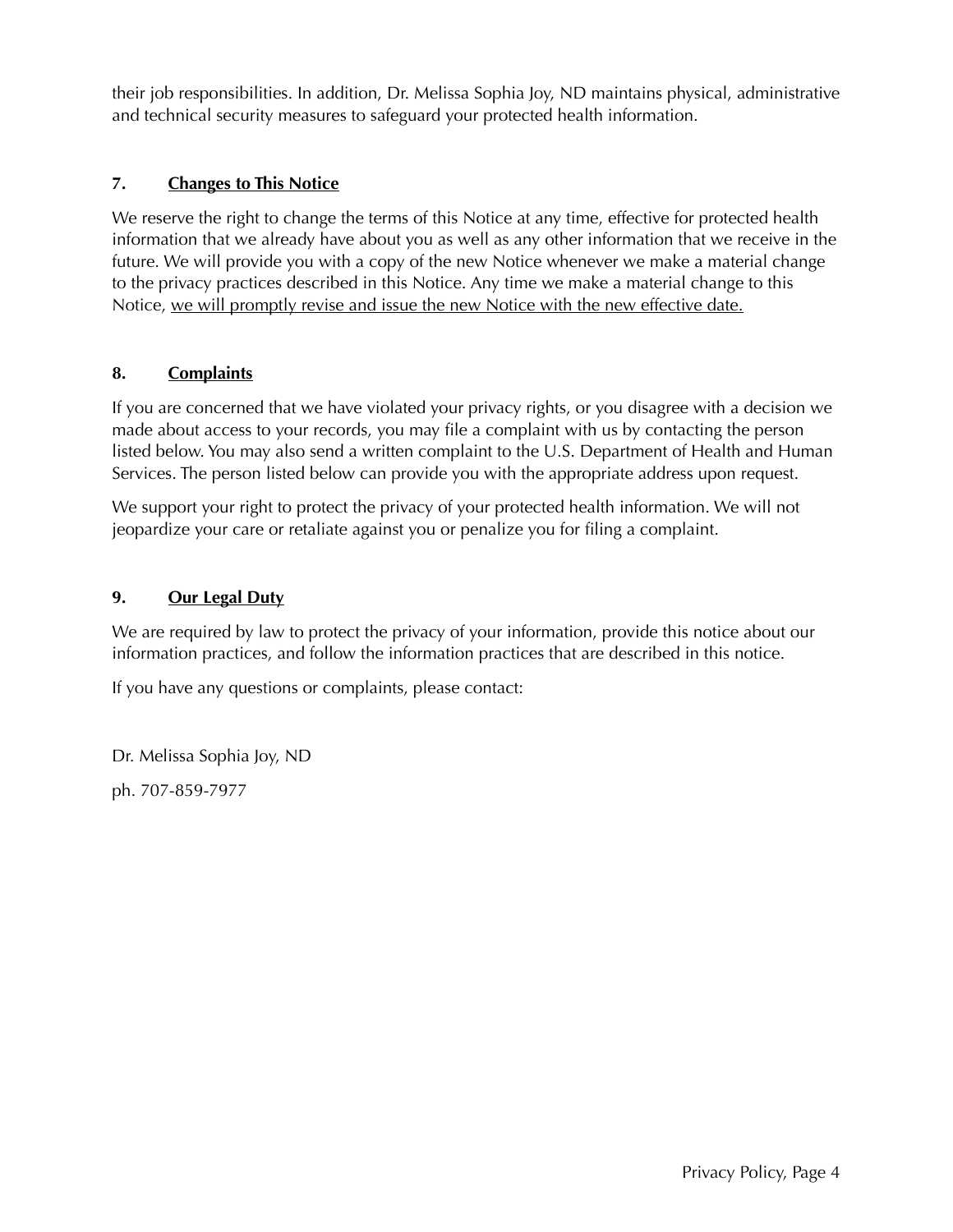their job responsibilities. In addition, Dr. Melissa Sophia Joy, ND maintains physical, administrative and technical security measures to safeguard your protected health information.

## 7. Changes to This Notice

We reserve the right to change the terms of this Notice at any time, effective for protected health information that we already have about you as well as any other information that we receive in the future. We will provide you with a copy of the new Notice whenever we make a material change to the privacy practices described in this Notice. Any time we make a material change to this Notice, we will promptly revise and issue the new Notice with the new effective date.

## 8. Complaints

If you are concerned that we have violated your privacy rights, or you disagree with a decision we made about access to your records, you may file a complaint with us by contacting the person listed below. You may also send a written complaint to the U.S. Department of Health and Human Services. The person listed below can provide you with the appropriate address upon request.

We support your right to protect the privacy of your protected health information. We will not jeopardize your care or retaliate against you or penalize you for filing a complaint.

## 9. Our Legal Duty

We are required by law to protect the privacy of your information, provide this notice about our information practices, and follow the information practices that are described in this notice.

If you have any questions or complaints, please contact:

Dr. Melissa Sophia Joy, ND

ph. 707-859-7977